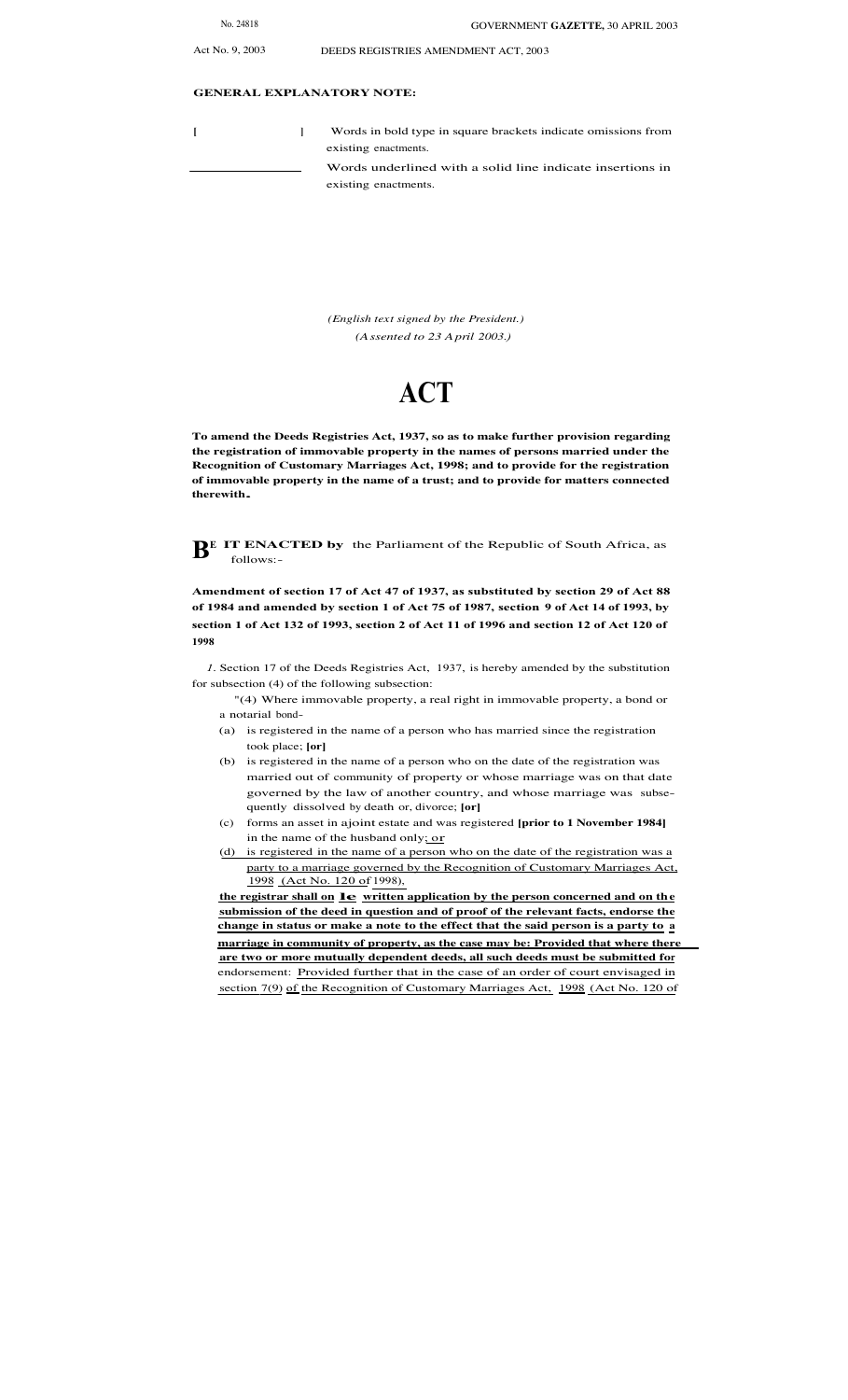Act No. 9, 2003 DEEDS REGISTRIES AMENDMENT ACT, 2003

**GENERAL EXPLANATORY NOTE:**

**[ ]** Words in bold type in square brackets indicate omissions from existing enactments.

\_\_\_\_\_\_\_\_\_\_ Words underlined with a solid line indicate insertions in existing enactments.

*(English text signed by the President.)*
*(Assented to 23 April 2003.)*

# ACT

**To amend the Deeds Registries Act, 1937, so as to make further provision regarding the registration of immovable property in the names of persons married under the Recognition of Customary Marriages Act, 1998; and to provide for the registration of immovable property in the name of a trust; and to provide for matters connected therewith.**

**BE IT ENACTED by** the Parliament of the Republic of South Africa, as follows:-

**Amendment of section 17 of Act 47 of 1937, as substituted by section 29 of Act 88 of 1984 and amended by section 1 of Act 75 of 1987, section 9 of Act 14 of 1993, by section 1 of Act 132 of 1993, section 2 of Act 11 of 1996 and section 12 of Act 120 of 1998**

*1*. Section 17 of the Deeds Registries Act, 1937, is hereby amended by the substitution for subsection (4) of the following subsection:

"(4) Where immovable property, a real right in immovable property, a bond or a notarial bond-

(a) is registered in the name of a person who has married since the registration took place; **[or]**

(b) is registered in the name of a person who on the date of the registration was married out of community of property or whose marriage was on that date governed by the law of another country, and whose marriage was subsequently dissolved by death or, divorce; **[or]**

(c) forms an asset in a joint estate and was registered **[prior to 1 November 1984]** in the name of the husband only; or

(d) is registered in the name of a person who on the date of the registration was a party to a marriage governed by the Recognition of Customary Marriages Act, 1998 (Act No. 120 of 1998),

**the registrar shall on the written application by the person concerned and on the submission of the deed in question and of proof of the relevant facts, endorse the change in status or make a note to the effect that the said person is a party to a marriage in community of property, as the case may be: Provided that where there are two or more mutually dependent deeds, all such deeds must be submitted for** endorsement: Provided further that in the case of an order of court envisaged in section 7(9) of the Recognition of Customary Marriages Act, 1998 (Act No. 120 of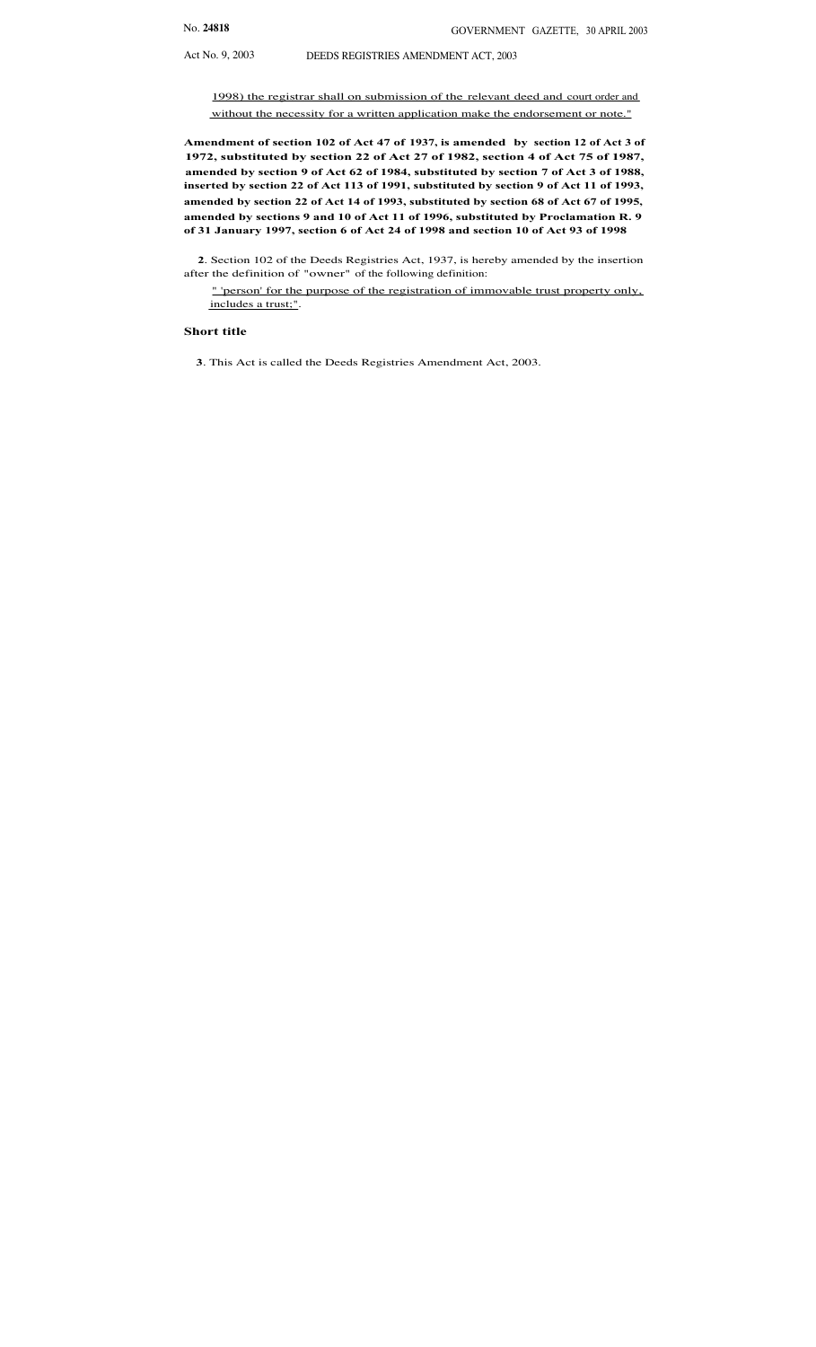1998) the registrar shall on submission of the relevant deed and court order and without the necessity for a written application make the endorsement or note."

**Amendment of section 102 of Act 47 of 1937, is amended by section 12 of Act 3 of 1972, substituted by section 22 of Act 27 of 1982, section 4 of Act 75 of 1987, amended by section 9 of Act 62 of 1984, substituted by section 7 of Act 3 of 1988, inserted by section 22 of Act 113 of 1991, substituted by section 9 of Act 11 of 1993, amended by section 22 of Act 14 of 1993, substituted by section 68 of Act 67 of 1995, amended by sections 9 and 10 of Act 11 of 1996, substituted by Proclamation R. 9 of 31 January 1997, section 6 of Act 24 of 1998 and section 10 of Act 93 of 1998**

**2**. Section 102 of the Deeds Registries Act, 1937, is hereby amended by the insertion after the definition of "owner" of the following definition:

" 'person' for the purpose of the registration of immovable trust property only, includes a trust;".

**Short title**

**3**. This Act is called the Deeds Registries Amendment Act, 2003.